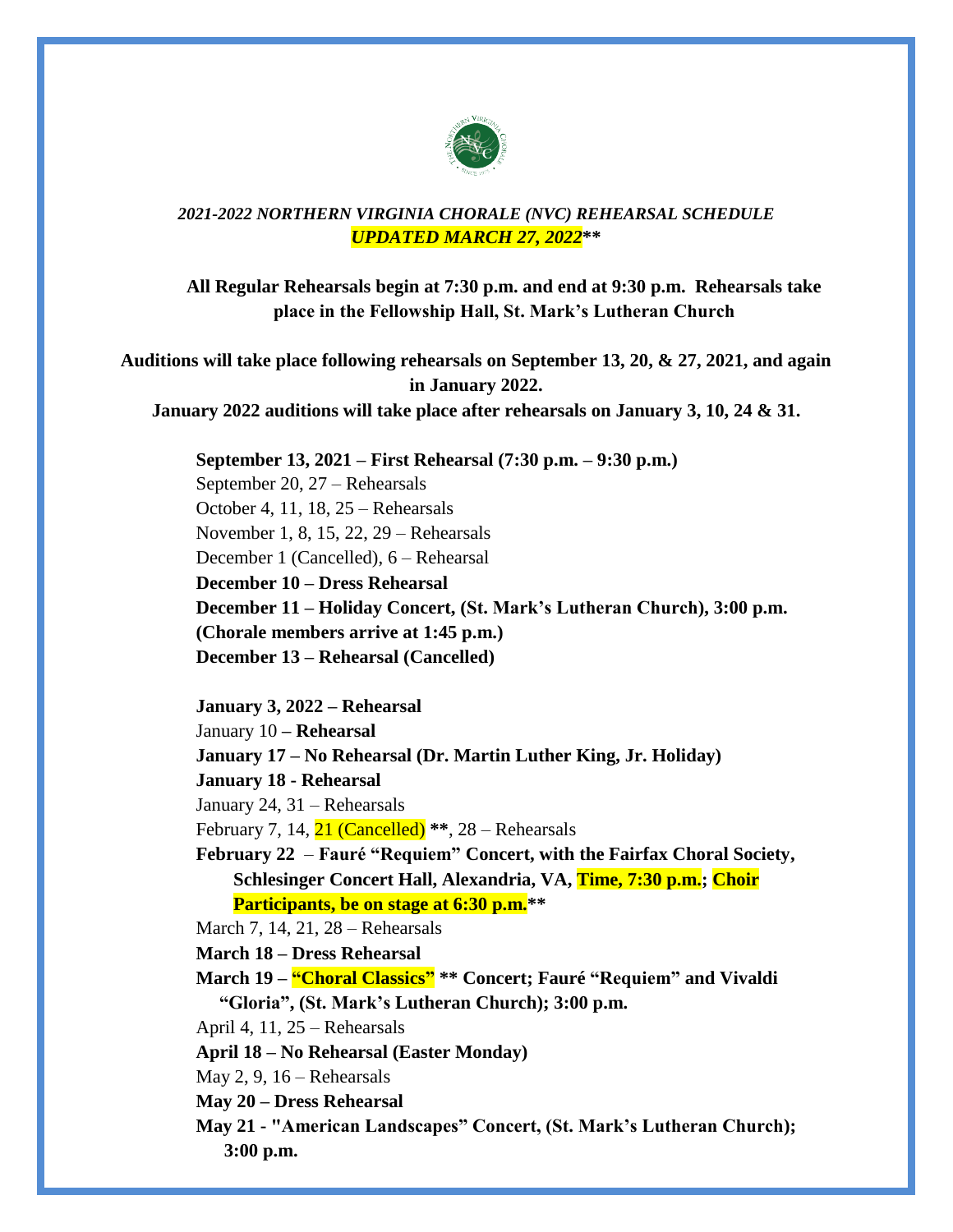*2021-2022 NORTHERN VIRGINIA CHORALE (NVC) REHEARSAL SCHEDULE*
***UPDATED MARCH 27, 2022*****

**All Regular Rehearsals begin at 7:30 p.m. and end at 9:30 p.m. Rehearsals take place in the Fellowship Hall, St. Mark's Lutheran Church**

**Auditions will take place following rehearsals on September 13, 20, & 27, 2021, and again in January 2022.**
**January 2022 auditions will take place after rehearsals on January 3, 10, 24 & 31.**

**September 13, 2021 – First Rehearsal (7:30 p.m. – 9:30 p.m.)**
September 20, 27 – Rehearsals
October 4, 11, 18, 25 – Rehearsals
November 1, 8, 15, 22, 29 – Rehearsals
December 1 (Cancelled), 6 – Rehearsal
**December 10 – Dress Rehearsal**
**December 11 – Holiday Concert, (St. Mark's Lutheran Church), 3:00 p.m. (Chorale members arrive at 1:45 p.m.)**
**December 13 – Rehearsal (Cancelled)**

**January 3, 2022 – Rehearsal**
January 10 **– Rehearsal**
**January 17 – No Rehearsal (Dr. Martin Luther King, Jr. Holiday)**
**January 18 - Rehearsal**
January 24, 31 – Rehearsals
February 7, 14, 21 (Cancelled) **, 28 – Rehearsals
**February 22 – Fauré "Requiem" Concert, with the Fairfax Choral Society, Schlesinger Concert Hall, Alexandria, VA, Time, 7:30 p.m.; Choir Participants, be on stage at 6:30 p.m.****
March 7, 14, 21, 28 – Rehearsals
**March 18 – Dress Rehearsal**
**March 19 – "Choral Classics" ** Concert; Fauré "Requiem" and Vivaldi "Gloria", (St. Mark's Lutheran Church); 3:00 p.m.**
April 4, 11, 25 – Rehearsals
**April 18 – No Rehearsal (Easter Monday)**
May 2, 9, 16 – Rehearsals
**May 20 – Dress Rehearsal**
**May 21 - "American Landscapes" Concert, (St. Mark's Lutheran Church); 3:00 p.m.**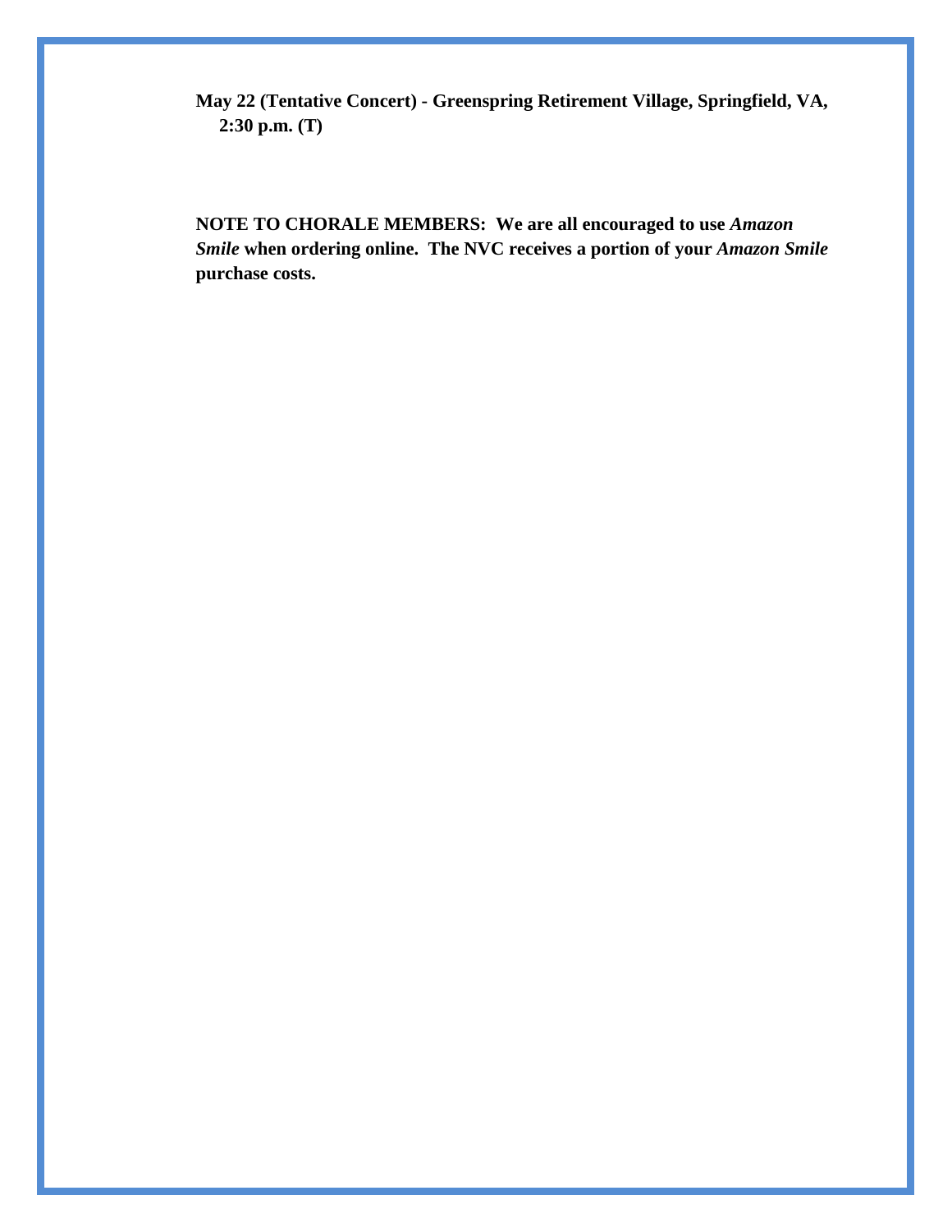**May 22 (Tentative Concert) - Greenspring Retirement Village, Springfield, VA, 2:30 p.m. (T)**

**NOTE TO CHORALE MEMBERS: We are all encouraged to use *Amazon Smile* when ordering online. The NVC receives a portion of your *Amazon Smile* purchase costs.**